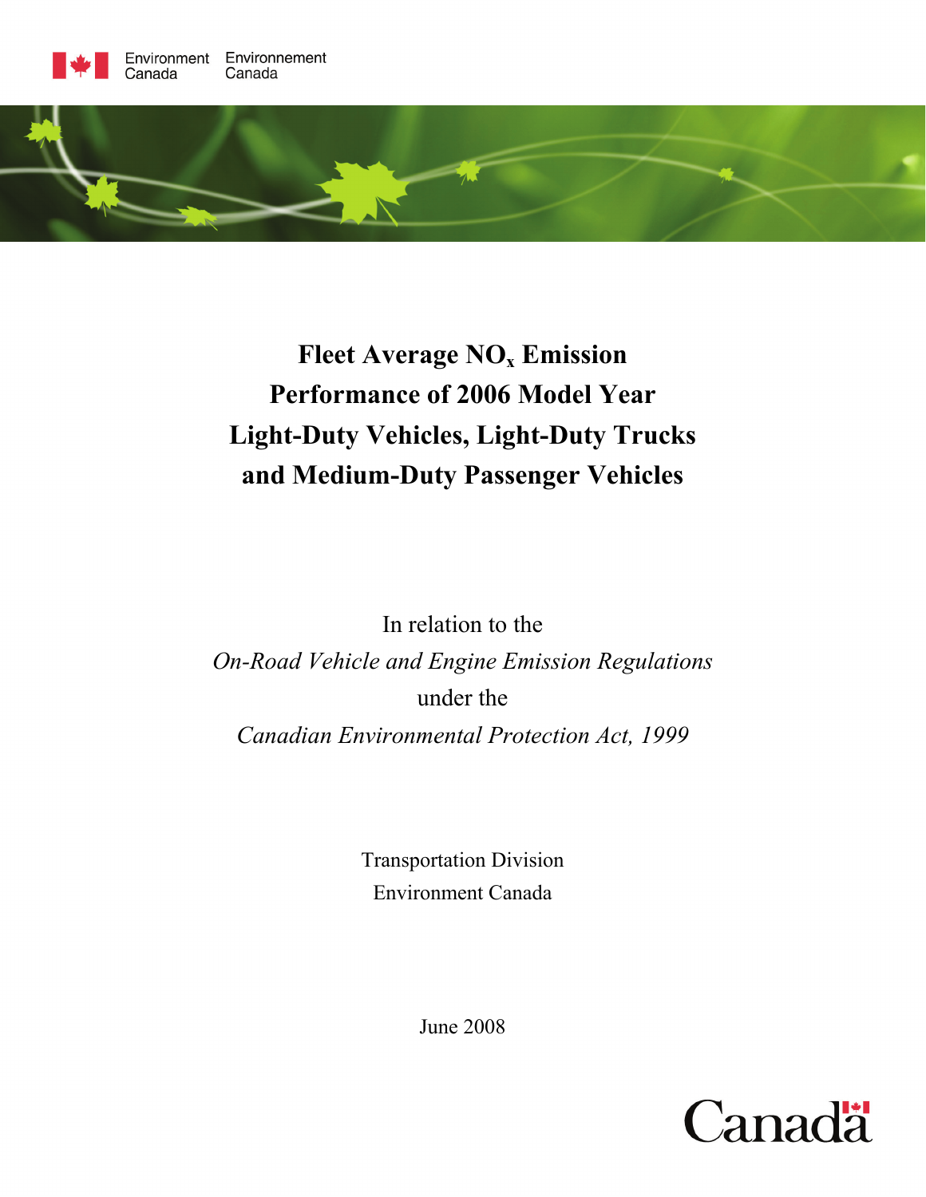Environment Canada Environnement Canada

# Fleet Average $NO_x$ Emission Performance of 2006 Model Year Light-Duty Vehicles, Light-Duty Trucks and Medium-Duty Passenger Vehicles

In relation to the

*On-Road Vehicle and Engine Emission Regulations*

under the

*Canadian Environmental Protection Act, 1999*

Transportation Division

Environment Canada

June 2008

Canada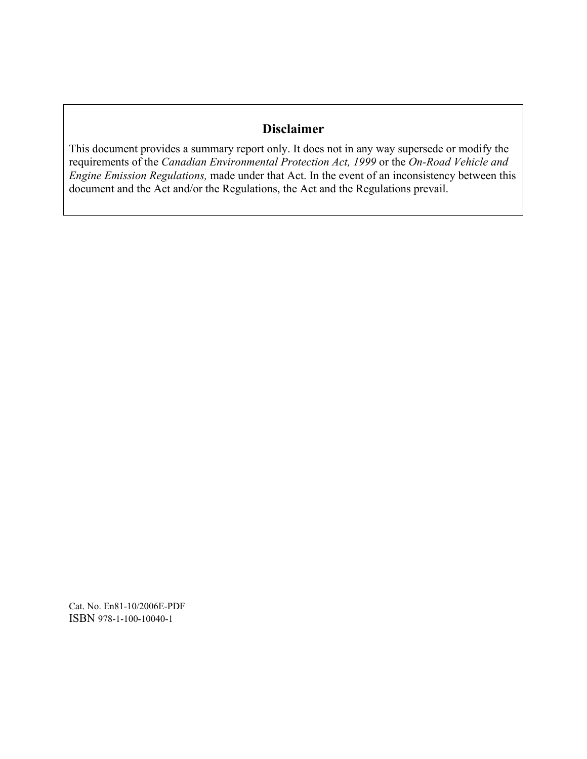## Disclaimer

This document provides a summary report only. It does not in any way supersede or modify the requirements of the *Canadian Environmental Protection Act, 1999* or the *On-Road Vehicle and Engine Emission Regulations,* made under that Act. In the event of an inconsistency between this document and the Act and/or the Regulations, the Act and the Regulations prevail.

Cat. No. En81-10/2006E-PDF
ISBN 978-1-100-10040-1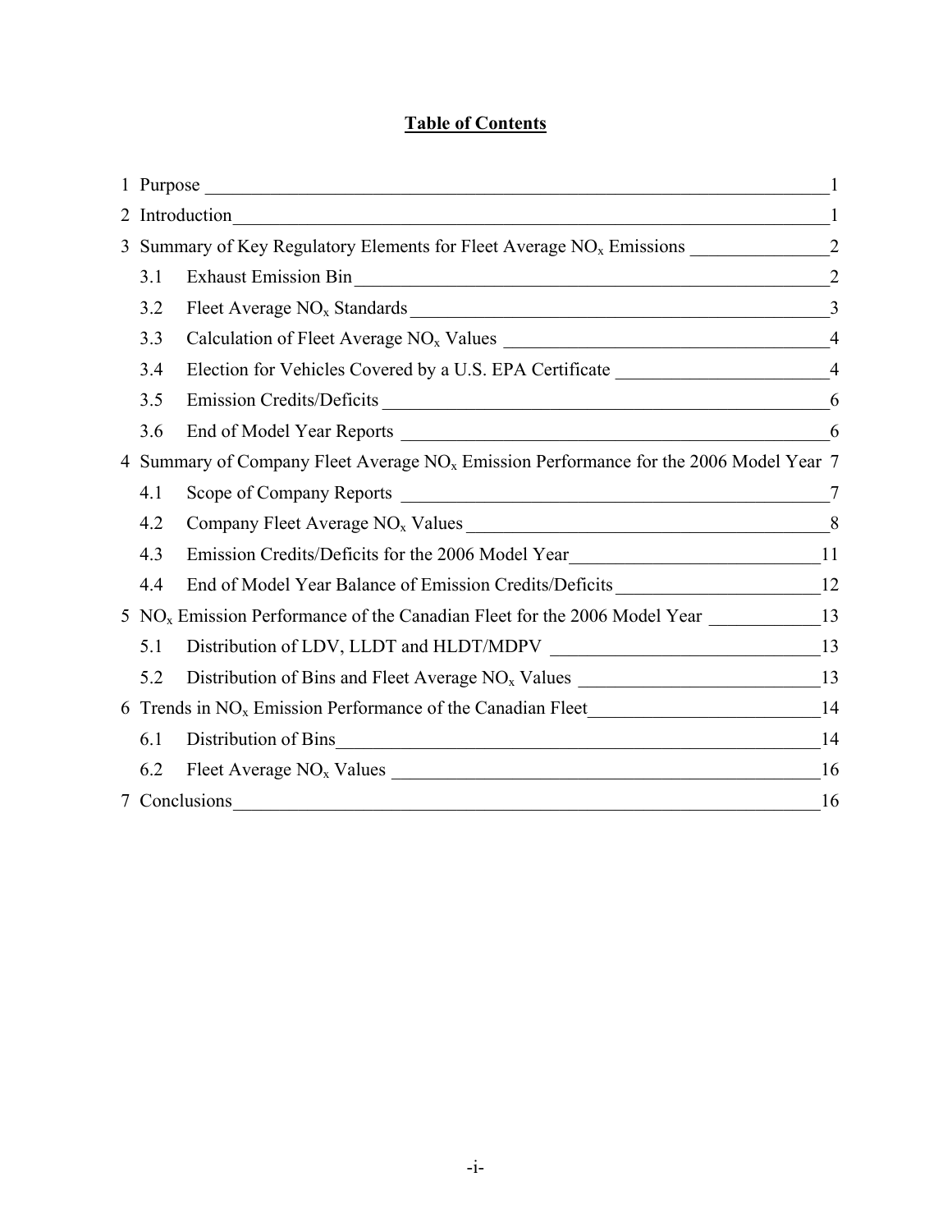# Table of Contents

1 Purpose ... 1

2 Introduction ... 1

3 Summary of Key Regulatory Elements for Fleet Average $NO_x$ Emissions ... 2

- 3.1 Exhaust Emission Bin ... 2
- 3.2 Fleet Average $NO_x$ Standards ... 3
- 3.3 Calculation of Fleet Average $NO_x$ Values ... 4
- 3.4 Election for Vehicles Covered by a U.S. EPA Certificate ... 4
- 3.5 Emission Credits/Deficits ... 6
- 3.6 End of Model Year Reports ... 6

4 Summary of Company Fleet Average $NO_x$ Emission Performance for the 2006 Model Year 7

- 4.1 Scope of Company Reports ... 7
- 4.2 Company Fleet Average $NO_x$ Values ... 8
- 4.3 Emission Credits/Deficits for the 2006 Model Year ... 11
- 4.4 End of Model Year Balance of Emission Credits/Deficits ... 12

5 $NO_x$ Emission Performance of the Canadian Fleet for the 2006 Model Year ... 13

- 5.1 Distribution of LDV, LLDT and HLDT/MDPV ... 13
- 5.2 Distribution of Bins and Fleet Average $NO_x$ Values ... 13

6 Trends in $NO_x$ Emission Performance of the Canadian Fleet ... 14

- 6.1 Distribution of Bins ... 14
- 6.2 Fleet Average $NO_x$ Values ... 16

7 Conclusions ... 16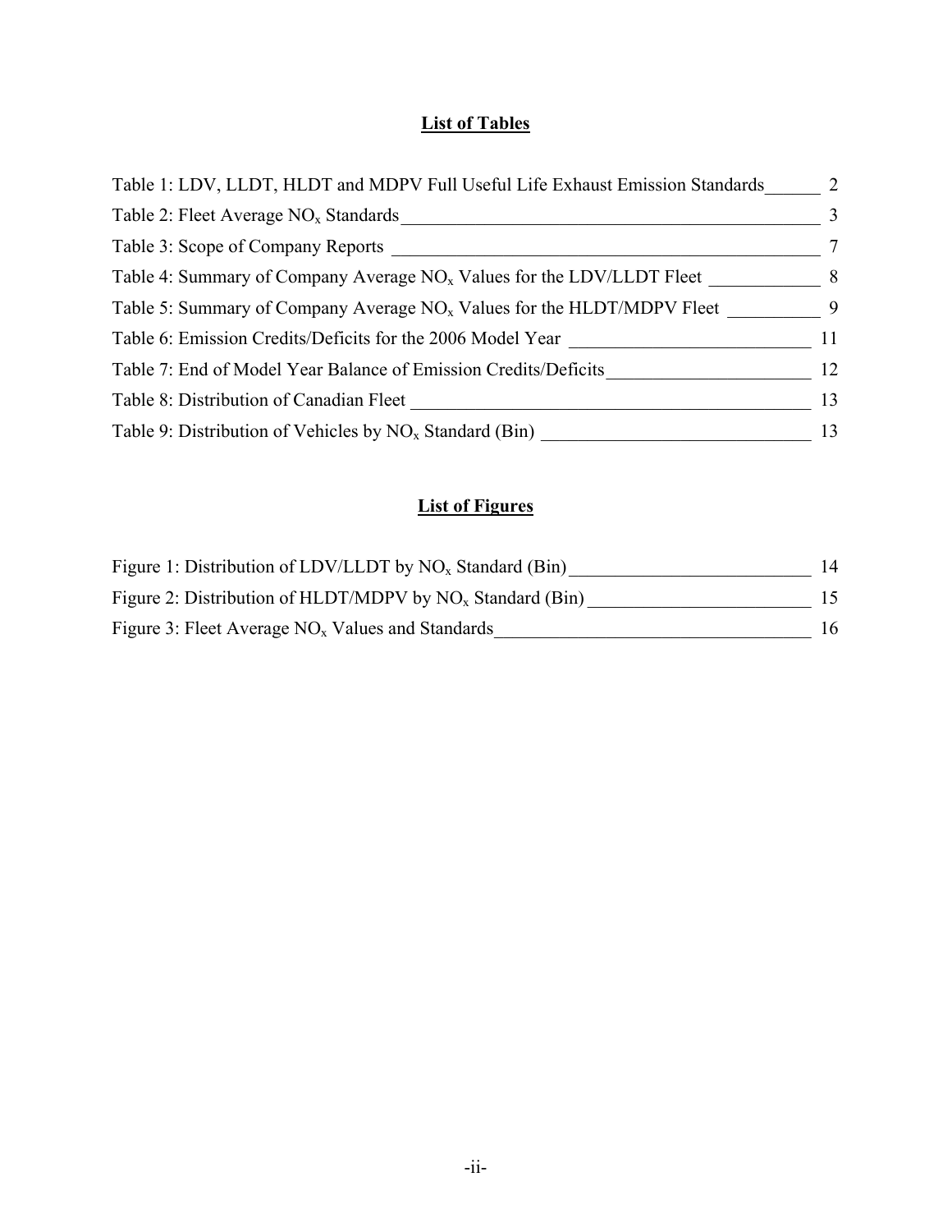## List of Tables

Table 1: LDV, LLDT, HLDT and MDPV Full Useful Life Exhaust Emission Standards 2
Table 2: Fleet Average $NO_x$ Standards 3
Table 3: Scope of Company Reports 7
Table 4: Summary of Company Average $NO_x$ Values for the LDV/LLDT Fleet 8
Table 5: Summary of Company Average $NO_x$ Values for the HLDT/MDPV Fleet 9
Table 6: Emission Credits/Deficits for the 2006 Model Year 11
Table 7: End of Model Year Balance of Emission Credits/Deficits 12
Table 8: Distribution of Canadian Fleet 13
Table 9: Distribution of Vehicles by $NO_x$ Standard (Bin) 13

## List of Figures

Figure 1: Distribution of LDV/LLDT by $NO_x$ Standard (Bin) 14
Figure 2: Distribution of HLDT/MDPV by $NO_x$ Standard (Bin) 15
Figure 3: Fleet Average $NO_x$ Values and Standards 16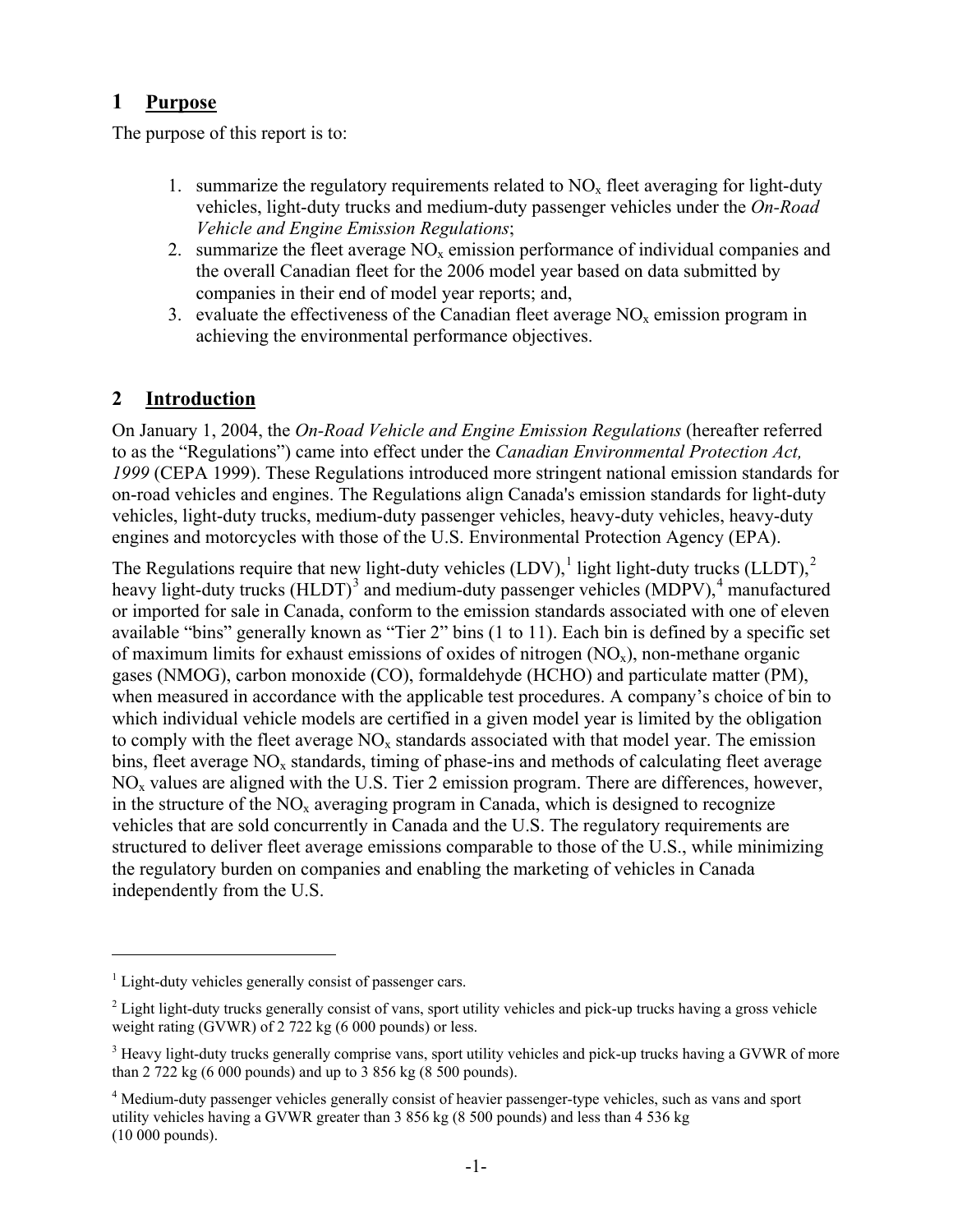## 1 Purpose

The purpose of this report is to:

1. summarize the regulatory requirements related to $NO_x$ fleet averaging for light-duty vehicles, light-duty trucks and medium-duty passenger vehicles under the *On-Road Vehicle and Engine Emission Regulations*;
2. summarize the fleet average $NO_x$ emission performance of individual companies and the overall Canadian fleet for the 2006 model year based on data submitted by companies in their end of model year reports; and,
3. evaluate the effectiveness of the Canadian fleet average $NO_x$ emission program in achieving the environmental performance objectives.

## 2 Introduction

On January 1, 2004, the *On-Road Vehicle and Engine Emission Regulations* (hereafter referred to as the "Regulations") came into effect under the *Canadian Environmental Protection Act, 1999* (CEPA 1999). These Regulations introduced more stringent national emission standards for on-road vehicles and engines. The Regulations align Canada's emission standards for light-duty vehicles, light-duty trucks, medium-duty passenger vehicles, heavy-duty vehicles, heavy-duty engines and motorcycles with those of the U.S. Environmental Protection Agency (EPA).

The Regulations require that new light-duty vehicles (LDV),[1] light light-duty trucks (LLDT),[2] heavy light-duty trucks (HLDT)[3] and medium-duty passenger vehicles (MDPV),[4] manufactured or imported for sale in Canada, conform to the emission standards associated with one of eleven available "bins" generally known as "Tier 2" bins (1 to 11). Each bin is defined by a specific set of maximum limits for exhaust emissions of oxides of nitrogen ($NO_x$), non-methane organic gases (NMOG), carbon monoxide (CO), formaldehyde (HCHO) and particulate matter (PM), when measured in accordance with the applicable test procedures. A company's choice of bin to which individual vehicle models are certified in a given model year is limited by the obligation to comply with the fleet average $NO_x$ standards associated with that model year. The emission bins, fleet average $NO_x$ standards, timing of phase-ins and methods of calculating fleet average $NO_x$ values are aligned with the U.S. Tier 2 emission program. There are differences, however, in the structure of the $NO_x$ averaging program in Canada, which is designed to recognize vehicles that are sold concurrently in Canada and the U.S. The regulatory requirements are structured to deliver fleet average emissions comparable to those of the U.S., while minimizing the regulatory burden on companies and enabling the marketing of vehicles in Canada independently from the U.S.

---

[1] Light-duty vehicles generally consist of passenger cars.

[2] Light light-duty trucks generally consist of vans, sport utility vehicles and pick-up trucks having a gross vehicle weight rating (GVWR) of 2 722 kg (6 000 pounds) or less.

[3] Heavy light-duty trucks generally comprise vans, sport utility vehicles and pick-up trucks having a GVWR of more than 2 722 kg (6 000 pounds) and up to 3 856 kg (8 500 pounds).

[4] Medium-duty passenger vehicles generally consist of heavier passenger-type vehicles, such as vans and sport utility vehicles having a GVWR greater than 3 856 kg (8 500 pounds) and less than 4 536 kg (10 000 pounds).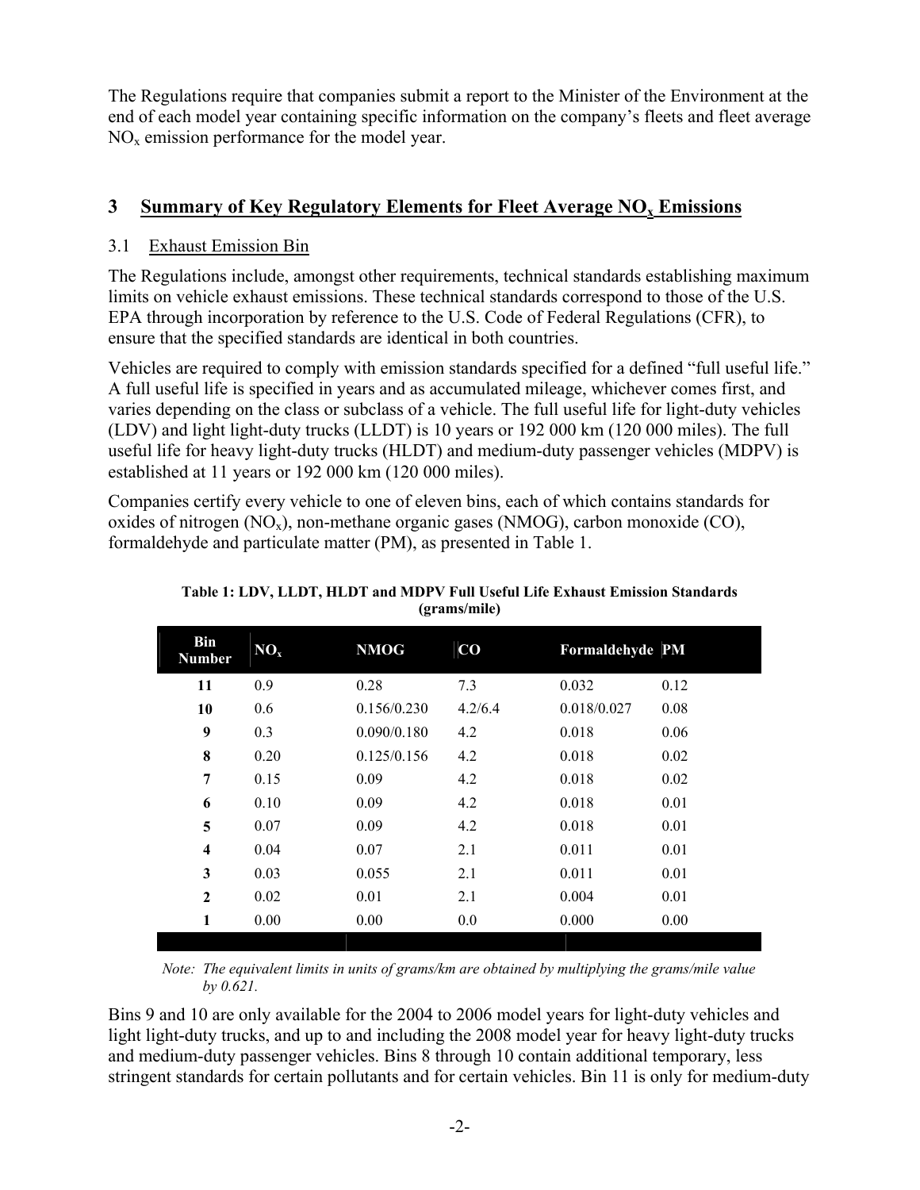The Regulations require that companies submit a report to the Minister of the Environment at the end of each model year containing specific information on the company's fleets and fleet average $NO_x$ emission performance for the model year.

## 3 Summary of Key Regulatory Elements for Fleet Average $NO_x$ Emissions

### 3.1 Exhaust Emission Bin

The Regulations include, amongst other requirements, technical standards establishing maximum limits on vehicle exhaust emissions. These technical standards correspond to those of the U.S. EPA through incorporation by reference to the U.S. Code of Federal Regulations (CFR), to ensure that the specified standards are identical in both countries.

Vehicles are required to comply with emission standards specified for a defined "full useful life." A full useful life is specified in years and as accumulated mileage, whichever comes first, and varies depending on the class or subclass of a vehicle. The full useful life for light-duty vehicles (LDV) and light light-duty trucks (LLDT) is 10 years or 192 000 km (120 000 miles). The full useful life for heavy light-duty trucks (HLDT) and medium-duty passenger vehicles (MDPV) is established at 11 years or 192 000 km (120 000 miles).

Companies certify every vehicle to one of eleven bins, each of which contains standards for oxides of nitrogen ($NO_x$), non-methane organic gases (NMOG), carbon monoxide (CO), formaldehyde and particulate matter (PM), as presented in Table 1.

**Table 1: LDV, LLDT, HLDT and MDPV Full Useful Life Exhaust Emission Standards (grams/mile)**

| Bin Number | $NO_x$ | NMOG | CO | Formaldehyde | PM |
|---|---|---|---|---|---|
| 11 | 0.9 | 0.28 | 7.3 | 0.032 | 0.12 |
| 10 | 0.6 | 0.156/0.230 | 4.2/6.4 | 0.018/0.027 | 0.08 |
| 9 | 0.3 | 0.090/0.180 | 4.2 | 0.018 | 0.06 |
| 8 | 0.20 | 0.125/0.156 | 4.2 | 0.018 | 0.02 |
| 7 | 0.15 | 0.09 | 4.2 | 0.018 | 0.02 |
| 6 | 0.10 | 0.09 | 4.2 | 0.018 | 0.01 |
| 5 | 0.07 | 0.09 | 4.2 | 0.018 | 0.01 |
| 4 | 0.04 | 0.07 | 2.1 | 0.011 | 0.01 |
| 3 | 0.03 | 0.055 | 2.1 | 0.011 | 0.01 |
| 2 | 0.02 | 0.01 | 2.1 | 0.004 | 0.01 |
| 1 | 0.00 | 0.00 | 0.0 | 0.000 | 0.00 |

*Note: The equivalent limits in units of grams/km are obtained by multiplying the grams/mile value by 0.621.*

Bins 9 and 10 are only available for the 2004 to 2006 model years for light-duty vehicles and light light-duty trucks, and up to and including the 2008 model year for heavy light-duty trucks and medium-duty passenger vehicles. Bins 8 through 10 contain additional temporary, less stringent standards for certain pollutants and for certain vehicles. Bin 11 is only for medium-duty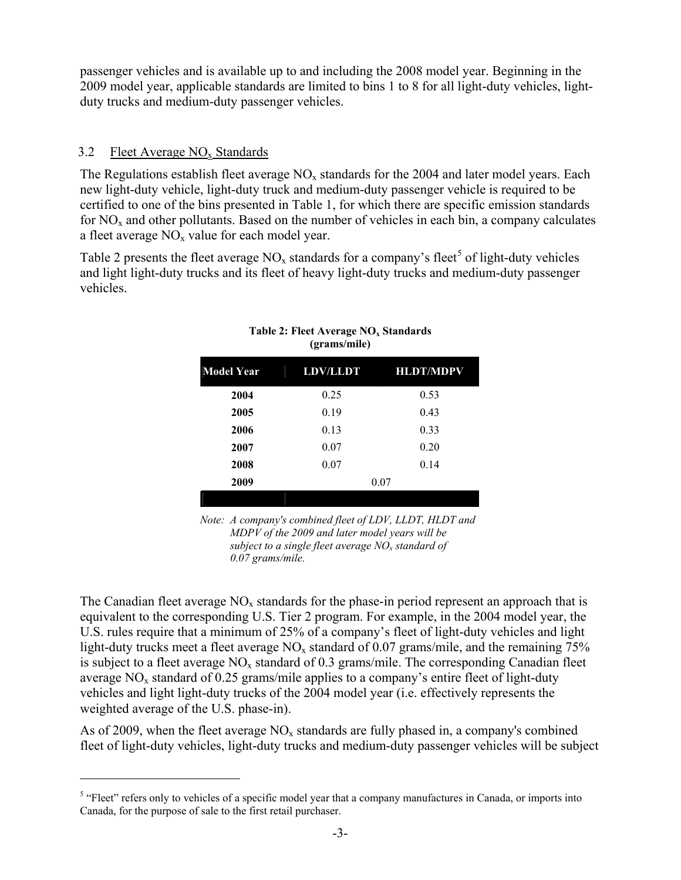passenger vehicles and is available up to and including the 2008 model year. Beginning in the 2009 model year, applicable standards are limited to bins 1 to 8 for all light-duty vehicles, light-duty trucks and medium-duty passenger vehicles.

### 3.2 Fleet Average $NO_x$ Standards

The Regulations establish fleet average $NO_x$ standards for the 2004 and later model years. Each new light-duty vehicle, light-duty truck and medium-duty passenger vehicle is required to be certified to one of the bins presented in Table 1, for which there are specific emission standards for $NO_x$ and other pollutants. Based on the number of vehicles in each bin, a company calculates a fleet average $NO_x$ value for each model year.

Table 2 presents the fleet average $NO_x$ standards for a company's fleet[5] of light-duty vehicles and light light-duty trucks and its fleet of heavy light-duty trucks and medium-duty passenger vehicles.

**Table 2: Fleet Average $NO_x$ Standards (grams/mile)**

| Model Year | LDV/LLDT | HLDT/MDPV |
|---|---|---|
| **2004** | 0.25 | 0.53 |
| **2005** | 0.19 | 0.43 |
| **2006** | 0.13 | 0.33 |
| **2007** | 0.07 | 0.20 |
| **2008** | 0.07 | 0.14 |
| **2009** | 0.07 | |

*Note: A company's combined fleet of LDV, LLDT, HLDT and MDPV of the 2009 and later model years will be subject to a single fleet average $NO_x$ standard of 0.07 grams/mile.*

The Canadian fleet average $NO_x$ standards for the phase-in period represent an approach that is equivalent to the corresponding U.S. Tier 2 program. For example, in the 2004 model year, the U.S. rules require that a minimum of 25% of a company's fleet of light-duty vehicles and light light-duty trucks meet a fleet average $NO_x$ standard of 0.07 grams/mile, and the remaining 75% is subject to a fleet average $NO_x$ standard of 0.3 grams/mile. The corresponding Canadian fleet average $NO_x$ standard of 0.25 grams/mile applies to a company's entire fleet of light-duty vehicles and light light-duty trucks of the 2004 model year (i.e. effectively represents the weighted average of the U.S. phase-in).

As of 2009, when the fleet average $NO_x$ standards are fully phased in, a company's combined fleet of light-duty vehicles, light-duty trucks and medium-duty passenger vehicles will be subject

---

[5] "Fleet" refers only to vehicles of a specific model year that a company manufactures in Canada, or imports into Canada, for the purpose of sale to the first retail purchaser.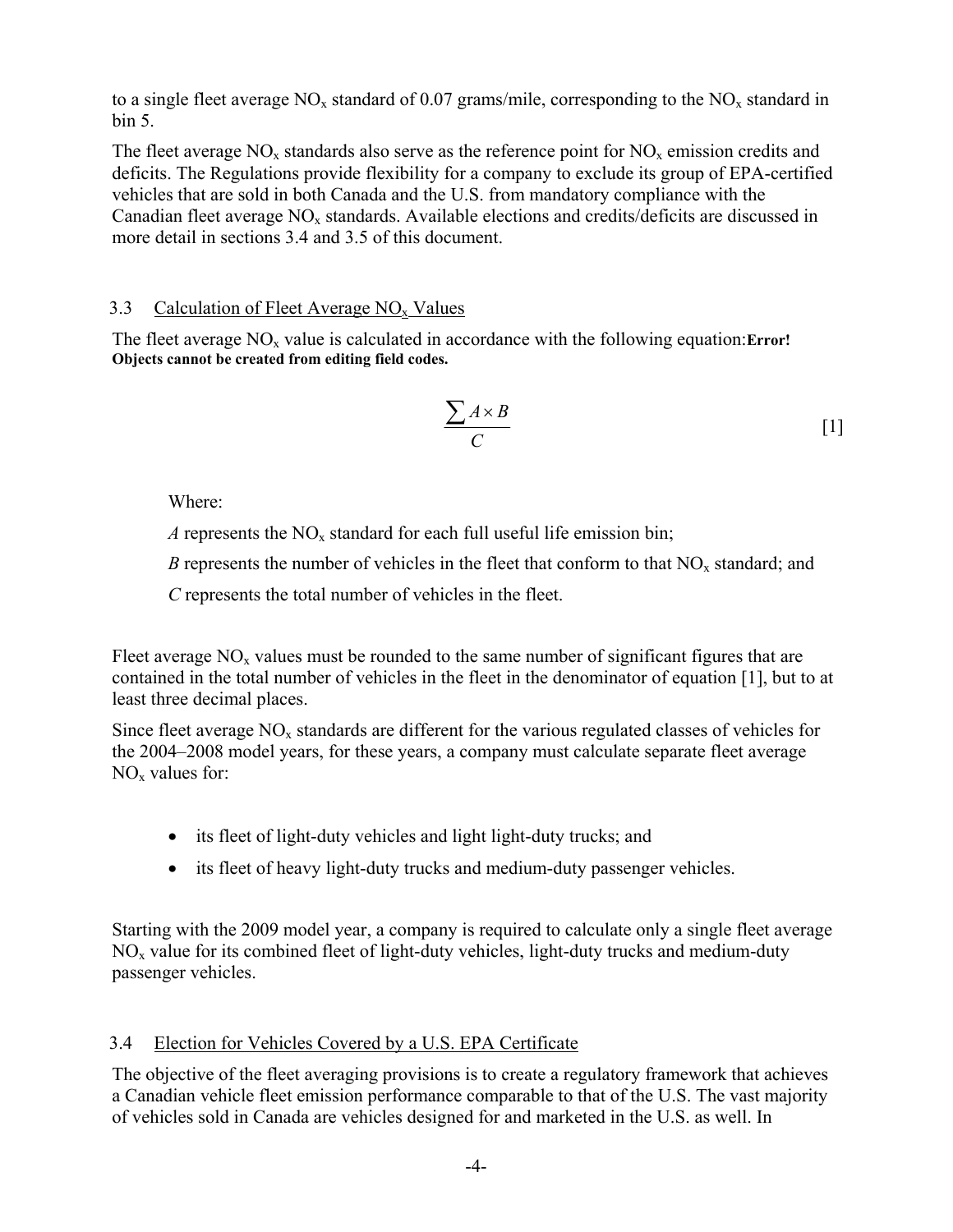to a single fleet average $NO_x$ standard of 0.07 grams/mile, corresponding to the $NO_x$ standard in bin 5.

The fleet average $NO_x$ standards also serve as the reference point for $NO_x$ emission credits and deficits. The Regulations provide flexibility for a company to exclude its group of EPA-certified vehicles that are sold in both Canada and the U.S. from mandatory compliance with the Canadian fleet average $NO_x$ standards. Available elections and credits/deficits are discussed in more detail in sections 3.4 and 3.5 of this document.

## 3.3 Calculation of Fleet Average $NO_x$ Values

The fleet average $NO_x$ value is calculated in accordance with the following equation:**Error! Objects cannot be created from editing field codes.**

$$\frac{\sum A \times B}{C} \qquad [1]$$

Where:

*A* represents the $NO_x$ standard for each full useful life emission bin;

*B* represents the number of vehicles in the fleet that conform to that $NO_x$ standard; and

*C* represents the total number of vehicles in the fleet.

Fleet average $NO_x$ values must be rounded to the same number of significant figures that are contained in the total number of vehicles in the fleet in the denominator of equation [1], but to at least three decimal places.

Since fleet average $NO_x$ standards are different for the various regulated classes of vehicles for the 2004–2008 model years, for these years, a company must calculate separate fleet average $NO_x$ values for:

- its fleet of light-duty vehicles and light light-duty trucks; and
- its fleet of heavy light-duty trucks and medium-duty passenger vehicles.

Starting with the 2009 model year, a company is required to calculate only a single fleet average $NO_x$ value for its combined fleet of light-duty vehicles, light-duty trucks and medium-duty passenger vehicles.

## 3.4 Election for Vehicles Covered by a U.S. EPA Certificate

The objective of the fleet averaging provisions is to create a regulatory framework that achieves a Canadian vehicle fleet emission performance comparable to that of the U.S. The vast majority of vehicles sold in Canada are vehicles designed for and marketed in the U.S. as well. In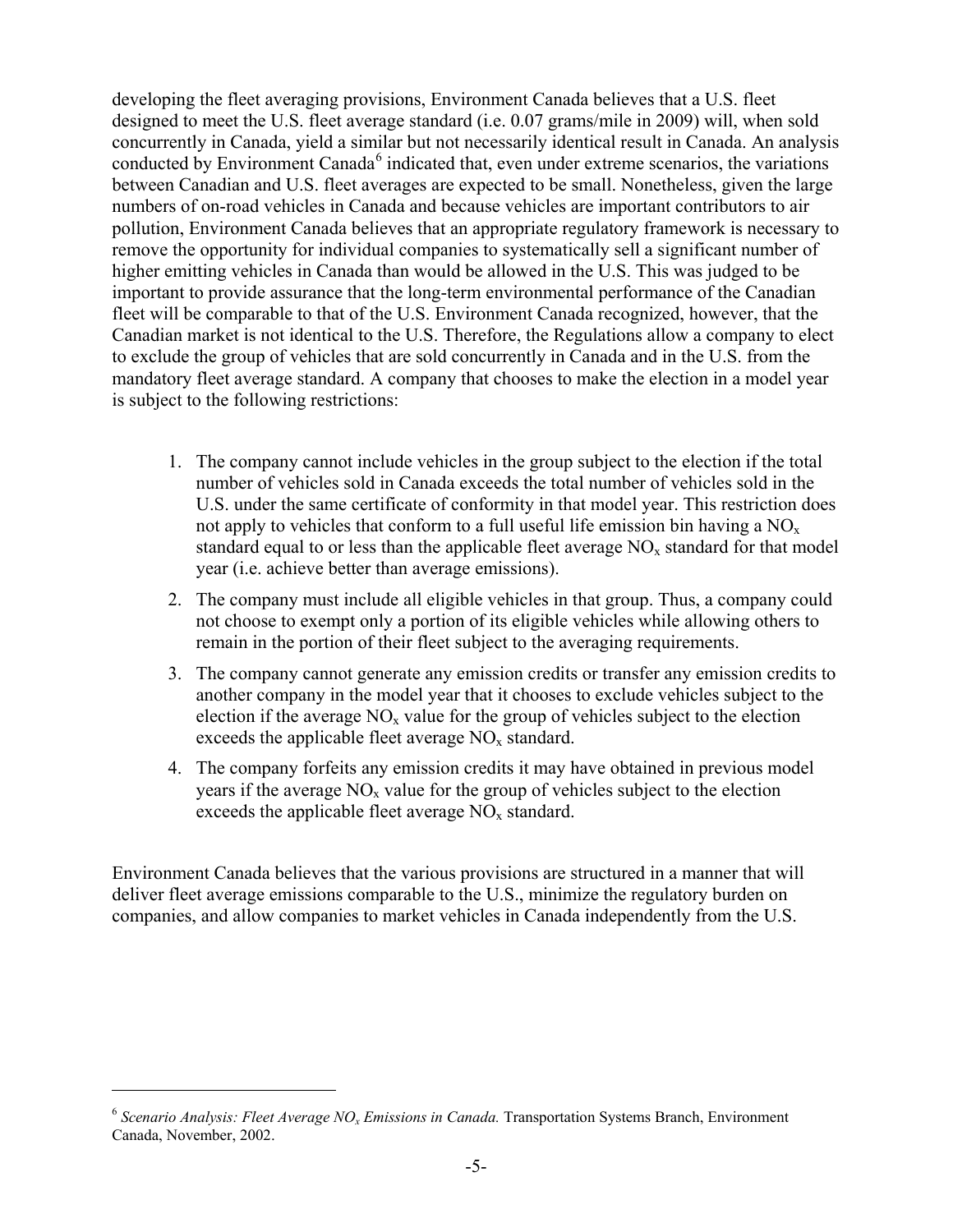developing the fleet averaging provisions, Environment Canada believes that a U.S. fleet designed to meet the U.S. fleet average standard (i.e. 0.07 grams/mile in 2009) will, when sold concurrently in Canada, yield a similar but not necessarily identical result in Canada. An analysis conducted by Environment Canada[6] indicated that, even under extreme scenarios, the variations between Canadian and U.S. fleet averages are expected to be small. Nonetheless, given the large numbers of on-road vehicles in Canada and because vehicles are important contributors to air pollution, Environment Canada believes that an appropriate regulatory framework is necessary to remove the opportunity for individual companies to systematically sell a significant number of higher emitting vehicles in Canada than would be allowed in the U.S. This was judged to be important to provide assurance that the long-term environmental performance of the Canadian fleet will be comparable to that of the U.S. Environment Canada recognized, however, that the Canadian market is not identical to the U.S. Therefore, the Regulations allow a company to elect to exclude the group of vehicles that are sold concurrently in Canada and in the U.S. from the mandatory fleet average standard. A company that chooses to make the election in a model year is subject to the following restrictions:

1. The company cannot include vehicles in the group subject to the election if the total number of vehicles sold in Canada exceeds the total number of vehicles sold in the U.S. under the same certificate of conformity in that model year. This restriction does not apply to vehicles that conform to a full useful life emission bin having a $NO_x$ standard equal to or less than the applicable fleet average $NO_x$ standard for that model year (i.e. achieve better than average emissions).
2. The company must include all eligible vehicles in that group. Thus, a company could not choose to exempt only a portion of its eligible vehicles while allowing others to remain in the portion of their fleet subject to the averaging requirements.
3. The company cannot generate any emission credits or transfer any emission credits to another company in the model year that it chooses to exclude vehicles subject to the election if the average $NO_x$ value for the group of vehicles subject to the election exceeds the applicable fleet average $NO_x$ standard.
4. The company forfeits any emission credits it may have obtained in previous model years if the average $NO_x$ value for the group of vehicles subject to the election exceeds the applicable fleet average $NO_x$ standard.

Environment Canada believes that the various provisions are structured in a manner that will deliver fleet average emissions comparable to the U.S., minimize the regulatory burden on companies, and allow companies to market vehicles in Canada independently from the U.S.

---

[6] *Scenario Analysis: Fleet Average $NO_x$ Emissions in Canada.* Transportation Systems Branch, Environment Canada, November, 2002.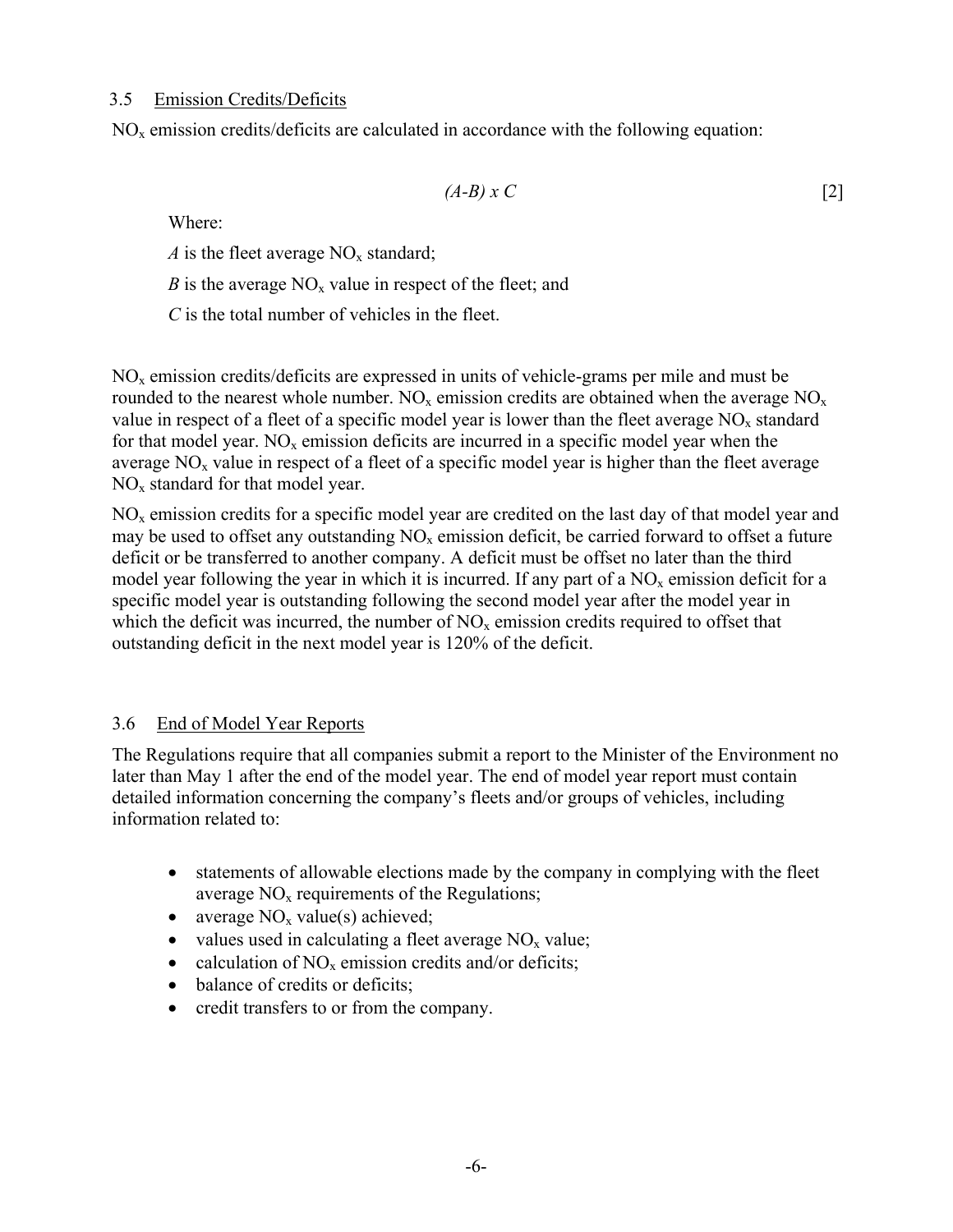### 3.5 Emission Credits/Deficits

$NO_x$ emission credits/deficits are calculated in accordance with the following equation:

$$(A-B) \times C \qquad [2]$$

Where:

*A* is the fleet average $NO_x$ standard;

*B* is the average $NO_x$ value in respect of the fleet; and

*C* is the total number of vehicles in the fleet.

$NO_x$ emission credits/deficits are expressed in units of vehicle-grams per mile and must be rounded to the nearest whole number. $NO_x$ emission credits are obtained when the average $NO_x$ value in respect of a fleet of a specific model year is lower than the fleet average $NO_x$ standard for that model year. $NO_x$ emission deficits are incurred in a specific model year when the average $NO_x$ value in respect of a fleet of a specific model year is higher than the fleet average $NO_x$ standard for that model year.

$NO_x$ emission credits for a specific model year are credited on the last day of that model year and may be used to offset any outstanding $NO_x$ emission deficit, be carried forward to offset a future deficit or be transferred to another company. A deficit must be offset no later than the third model year following the year in which it is incurred. If any part of a $NO_x$ emission deficit for a specific model year is outstanding following the second model year after the model year in which the deficit was incurred, the number of $NO_x$ emission credits required to offset that outstanding deficit in the next model year is 120% of the deficit.

### 3.6 End of Model Year Reports

The Regulations require that all companies submit a report to the Minister of the Environment no later than May 1 after the end of the model year. The end of model year report must contain detailed information concerning the company's fleets and/or groups of vehicles, including information related to:

- statements of allowable elections made by the company in complying with the fleet average $NO_x$ requirements of the Regulations;
- average $NO_x$ value(s) achieved;
- values used in calculating a fleet average $NO_x$ value;
- calculation of $NO_x$ emission credits and/or deficits;
- balance of credits or deficits;
- credit transfers to or from the company.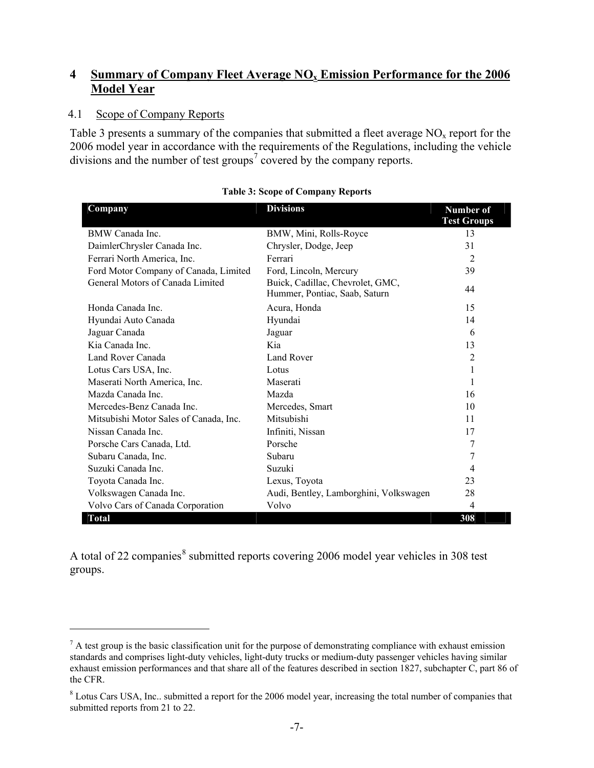## 4 Summary of Company Fleet Average $NO_x$ Emission Performance for the 2006 Model Year

### 4.1 Scope of Company Reports

Table 3 presents a summary of the companies that submitted a fleet average $NO_x$ report for the 2006 model year in accordance with the requirements of the Regulations, including the vehicle divisions and the number of test groups[7] covered by the company reports.

**Table 3: Scope of Company Reports**

| Company | Divisions | Number of Test Groups |
|---|---|---|
| BMW Canada Inc. | BMW, Mini, Rolls-Royce | 13 |
| DaimlerChrysler Canada Inc. | Chrysler, Dodge, Jeep | 31 |
| Ferrari North America, Inc. | Ferrari | 2 |
| Ford Motor Company of Canada, Limited | Ford, Lincoln, Mercury | 39 |
| General Motors of Canada Limited | Buick, Cadillac, Chevrolet, GMC, Hummer, Pontiac, Saab, Saturn | 44 |
| Honda Canada Inc. | Acura, Honda | 15 |
| Hyundai Auto Canada | Hyundai | 14 |
| Jaguar Canada | Jaguar | 6 |
| Kia Canada Inc. | Kia | 13 |
| Land Rover Canada | Land Rover | 2 |
| Lotus Cars USA, Inc. | Lotus | 1 |
| Maserati North America, Inc. | Maserati | 1 |
| Mazda Canada Inc. | Mazda | 16 |
| Mercedes-Benz Canada Inc. | Mercedes, Smart | 10 |
| Mitsubishi Motor Sales of Canada, Inc. | Mitsubishi | 11 |
| Nissan Canada Inc. | Infiniti, Nissan | 17 |
| Porsche Cars Canada, Ltd. | Porsche | 7 |
| Subaru Canada, Inc. | Subaru | 7 |
| Suzuki Canada Inc. | Suzuki | 4 |
| Toyota Canada Inc. | Lexus, Toyota | 23 |
| Volkswagen Canada Inc. | Audi, Bentley, Lamborghini, Volkswagen | 28 |
| Volvo Cars of Canada Corporation | Volvo | 4 |
| **Total** | | **308** |

A total of 22 companies[8] submitted reports covering 2006 model year vehicles in 308 test groups.

---

[7] A test group is the basic classification unit for the purpose of demonstrating compliance with exhaust emission standards and comprises light-duty vehicles, light-duty trucks or medium-duty passenger vehicles having similar exhaust emission performances and that share all of the features described in section 1827, subchapter C, part 86 of the CFR.

[8] Lotus Cars USA, Inc.. submitted a report for the 2006 model year, increasing the total number of companies that submitted reports from 21 to 22.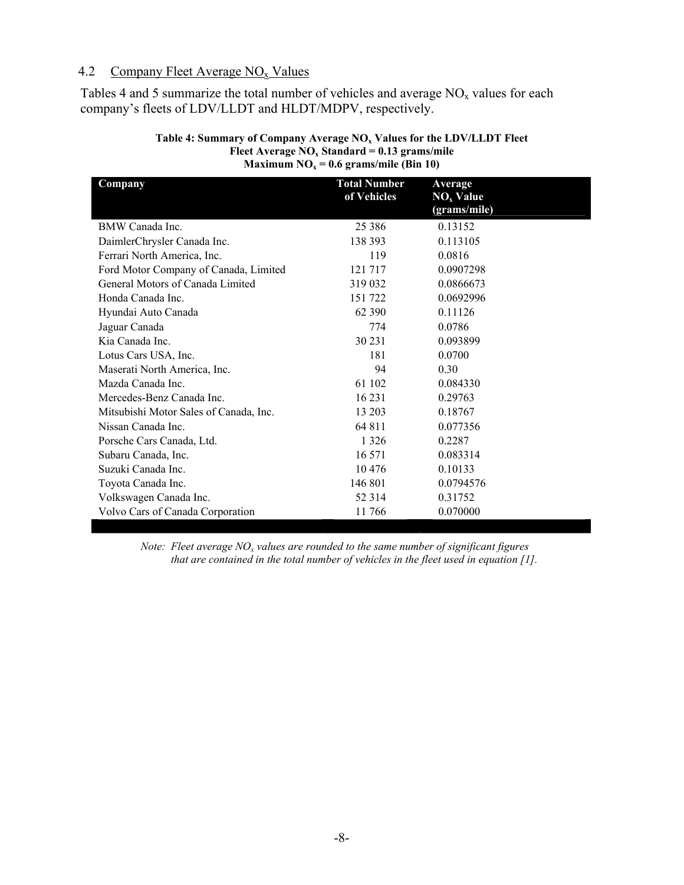### 4.2 Company Fleet Average $NO_x$ Values

Tables 4 and 5 summarize the total number of vehicles and average $NO_x$ values for each company's fleets of LDV/LLDT and HLDT/MDPV, respectively.

**Table 4: Summary of Company Average $NO_x$ Values for the LDV/LLDT Fleet**
**Fleet Average $NO_x$ Standard = 0.13 grams/mile**
**Maximum $NO_x$ = 0.6 grams/mile (Bin 10)**

| Company | Total Number of Vehicles | Average $NO_x$ Value (grams/mile) |
|---|---|---|
| BMW Canada Inc. | 25 386 | 0.13152 |
| DaimlerChrysler Canada Inc. | 138 393 | 0.113105 |
| Ferrari North America, Inc. | 119 | 0.0816 |
| Ford Motor Company of Canada, Limited | 121 717 | 0.0907298 |
| General Motors of Canada Limited | 319 032 | 0.0866673 |
| Honda Canada Inc. | 151 722 | 0.0692996 |
| Hyundai Auto Canada | 62 390 | 0.11126 |
| Jaguar Canada | 774 | 0.0786 |
| Kia Canada Inc. | 30 231 | 0.093899 |
| Lotus Cars USA, Inc. | 181 | 0.0700 |
| Maserati North America, Inc. | 94 | 0.30 |
| Mazda Canada Inc. | 61 102 | 0.084330 |
| Mercedes-Benz Canada Inc. | 16 231 | 0.29763 |
| Mitsubishi Motor Sales of Canada, Inc. | 13 203 | 0.18767 |
| Nissan Canada Inc. | 64 811 | 0.077356 |
| Porsche Cars Canada, Ltd. | 1 326 | 0.2287 |
| Subaru Canada, Inc. | 16 571 | 0.083314 |
| Suzuki Canada Inc. | 10 476 | 0.10133 |
| Toyota Canada Inc. | 146 801 | 0.0794576 |
| Volkswagen Canada Inc. | 52 314 | 0.31752 |
| Volvo Cars of Canada Corporation | 11 766 | 0.070000 |

*Note: Fleet average $NO_x$ values are rounded to the same number of significant figures that are contained in the total number of vehicles in the fleet used in equation [1].*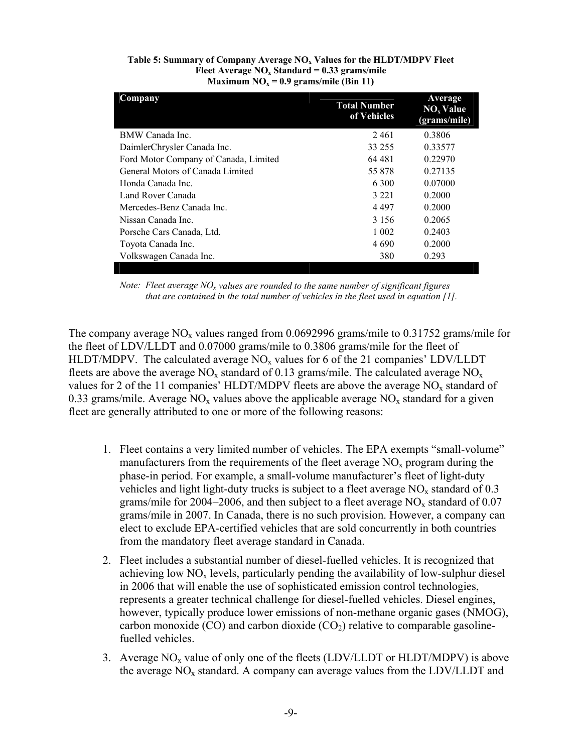**Table 5: Summary of Company Average $NO_x$ Values for the HLDT/MDPV Fleet**
**Fleet Average $NO_x$ Standard = 0.33 grams/mile**
**Maximum $NO_x$ = 0.9 grams/mile (Bin 11)**

| Company | Total Number of Vehicles | Average $NO_x$ Value (grams/mile) |
|---|---|---|
| BMW Canada Inc. | 2 461 | 0.3806 |
| DaimlerChrysler Canada Inc. | 33 255 | 0.33577 |
| Ford Motor Company of Canada, Limited | 64 481 | 0.22970 |
| General Motors of Canada Limited | 55 878 | 0.27135 |
| Honda Canada Inc. | 6 300 | 0.07000 |
| Land Rover Canada | 3 221 | 0.2000 |
| Mercedes-Benz Canada Inc. | 4 497 | 0.2000 |
| Nissan Canada Inc. | 3 156 | 0.2065 |
| Porsche Cars Canada, Ltd. | 1 002 | 0.2403 |
| Toyota Canada Inc. | 4 690 | 0.2000 |
| Volkswagen Canada Inc. | 380 | 0.293 |

*Note: Fleet average $NO_x$ values are rounded to the same number of significant figures that are contained in the total number of vehicles in the fleet used in equation [1].*

The company average $NO_x$ values ranged from 0.0692996 grams/mile to 0.31752 grams/mile for the fleet of LDV/LLDT and 0.07000 grams/mile to 0.3806 grams/mile for the fleet of HLDT/MDPV. The calculated average $NO_x$ values for 6 of the 21 companies' LDV/LLDT fleets are above the average $NO_x$ standard of 0.13 grams/mile. The calculated average $NO_x$ values for 2 of the 11 companies' HLDT/MDPV fleets are above the average $NO_x$ standard of 0.33 grams/mile. Average $NO_x$ values above the applicable average $NO_x$ standard for a given fleet are generally attributed to one or more of the following reasons:

1. Fleet contains a very limited number of vehicles. The EPA exempts "small-volume" manufacturers from the requirements of the fleet average $NO_x$ program during the phase-in period. For example, a small-volume manufacturer's fleet of light-duty vehicles and light light-duty trucks is subject to a fleet average $NO_x$ standard of 0.3 grams/mile for 2004–2006, and then subject to a fleet average $NO_x$ standard of 0.07 grams/mile in 2007. In Canada, there is no such provision. However, a company can elect to exclude EPA-certified vehicles that are sold concurrently in both countries from the mandatory fleet average standard in Canada.
2. Fleet includes a substantial number of diesel-fuelled vehicles. It is recognized that achieving low $NO_x$ levels, particularly pending the availability of low-sulphur diesel in 2006 that will enable the use of sophisticated emission control technologies, represents a greater technical challenge for diesel-fuelled vehicles. Diesel engines, however, typically produce lower emissions of non-methane organic gases (NMOG), carbon monoxide (CO) and carbon dioxide ($CO_2$) relative to comparable gasoline-fuelled vehicles.
3. Average $NO_x$ value of only one of the fleets (LDV/LLDT or HLDT/MDPV) is above the average $NO_x$ standard. A company can average values from the LDV/LLDT and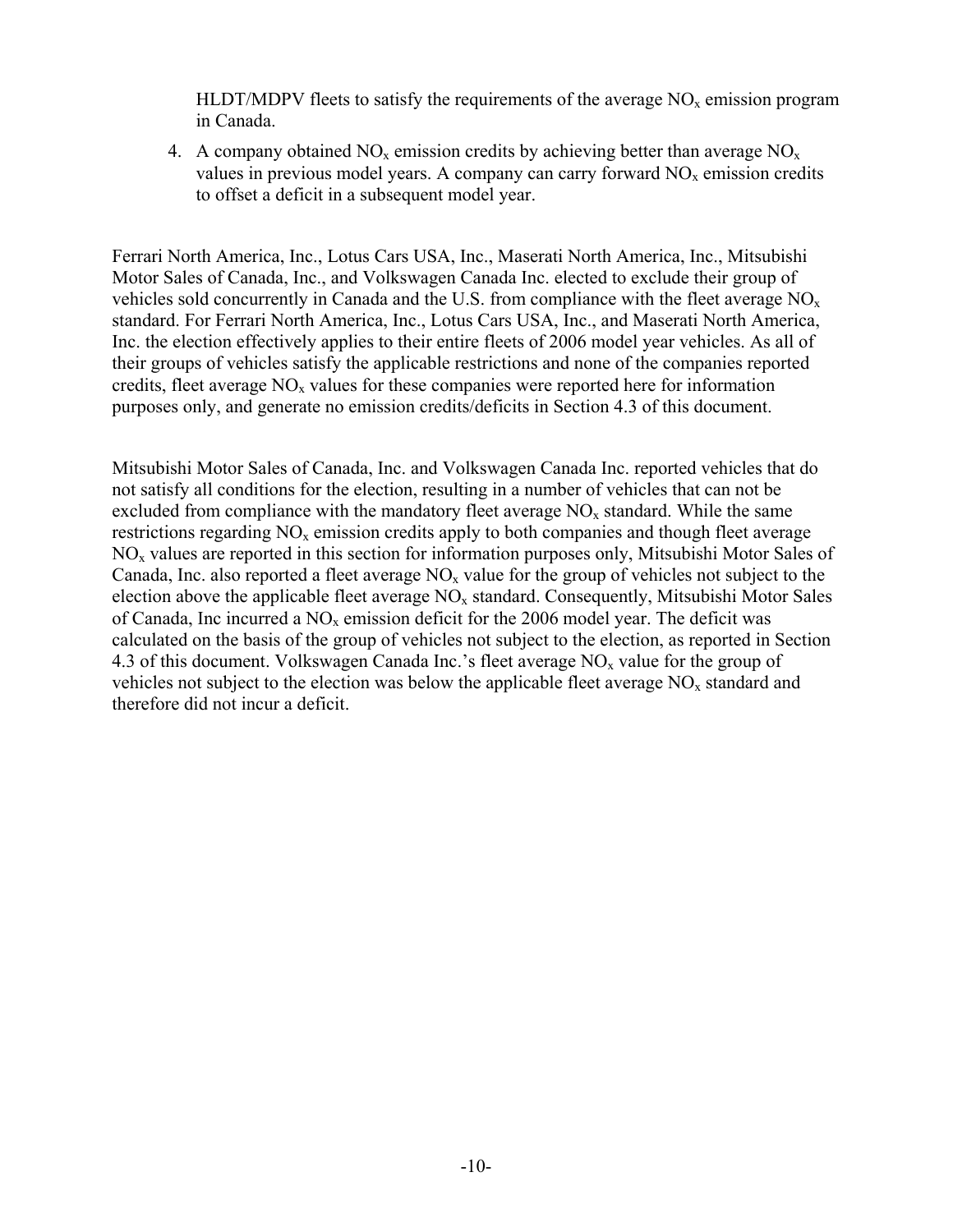HLDT/MDPV fleets to satisfy the requirements of the average $NO_x$ emission program in Canada.

4. A company obtained $NO_x$ emission credits by achieving better than average $NO_x$ values in previous model years. A company can carry forward $NO_x$ emission credits to offset a deficit in a subsequent model year.

Ferrari North America, Inc., Lotus Cars USA, Inc., Maserati North America, Inc., Mitsubishi Motor Sales of Canada, Inc., and Volkswagen Canada Inc. elected to exclude their group of vehicles sold concurrently in Canada and the U.S. from compliance with the fleet average $NO_x$ standard. For Ferrari North America, Inc., Lotus Cars USA, Inc., and Maserati North America, Inc. the election effectively applies to their entire fleets of 2006 model year vehicles. As all of their groups of vehicles satisfy the applicable restrictions and none of the companies reported credits, fleet average $NO_x$ values for these companies were reported here for information purposes only, and generate no emission credits/deficits in Section 4.3 of this document.

Mitsubishi Motor Sales of Canada, Inc. and Volkswagen Canada Inc. reported vehicles that do not satisfy all conditions for the election, resulting in a number of vehicles that can not be excluded from compliance with the mandatory fleet average $NO_x$ standard. While the same restrictions regarding $NO_x$ emission credits apply to both companies and though fleet average $NO_x$ values are reported in this section for information purposes only, Mitsubishi Motor Sales of Canada, Inc. also reported a fleet average $NO_x$ value for the group of vehicles not subject to the election above the applicable fleet average $NO_x$ standard. Consequently, Mitsubishi Motor Sales of Canada, Inc incurred a $NO_x$ emission deficit for the 2006 model year. The deficit was calculated on the basis of the group of vehicles not subject to the election, as reported in Section 4.3 of this document. Volkswagen Canada Inc.'s fleet average $NO_x$ value for the group of vehicles not subject to the election was below the applicable fleet average $NO_x$ standard and therefore did not incur a deficit.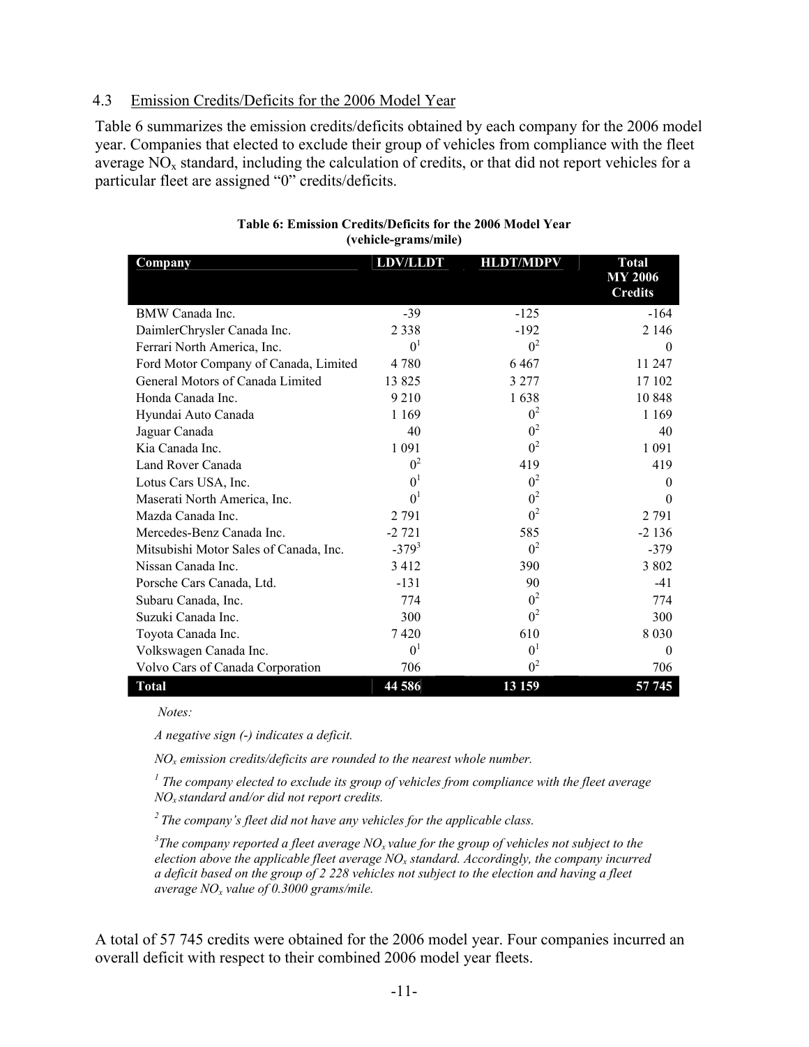### 4.3 Emission Credits/Deficits for the 2006 Model Year

Table 6 summarizes the emission credits/deficits obtained by each company for the 2006 model year. Companies that elected to exclude their group of vehicles from compliance with the fleet average $NO_x$ standard, including the calculation of credits, or that did not report vehicles for a particular fleet are assigned "0" credits/deficits.

**Table 6: Emission Credits/Deficits for the 2006 Model Year (vehicle-grams/mile)**

| Company | LDV/LLDT | HLDT/MDPV | Total MY 2006 Credits |
|---|---|---|---|
| BMW Canada Inc. | -39 | -125 | -164 |
| DaimlerChrysler Canada Inc. | 2 338 | -192 | 2 146 |
| Ferrari North America, Inc. | 0[1] | 0[2] | 0 |
| Ford Motor Company of Canada, Limited | 4 780 | 6 467 | 11 247 |
| General Motors of Canada Limited | 13 825 | 3 277 | 17 102 |
| Honda Canada Inc. | 9 210 | 1 638 | 10 848 |
| Hyundai Auto Canada | 1 169 | 0[2] | 1 169 |
| Jaguar Canada | 40 | 0[2] | 40 |
| Kia Canada Inc. | 1 091 | 0[2] | 1 091 |
| Land Rover Canada | 0[2] | 419 | 419 |
| Lotus Cars USA, Inc. | 0[1] | 0[2] | 0 |
| Maserati North America, Inc. | 0[1] | 0[2] | 0 |
| Mazda Canada Inc. | 2 791 | 0[2] | 2 791 |
| Mercedes-Benz Canada Inc. | -2 721 | 585 | -2 136 |
| Mitsubishi Motor Sales of Canada, Inc. | -379[3] | 0[2] | -379 |
| Nissan Canada Inc. | 3 412 | 390 | 3 802 |
| Porsche Cars Canada, Ltd. | -131 | 90 | -41 |
| Subaru Canada, Inc. | 774 | 0[2] | 774 |
| Suzuki Canada Inc. | 300 | 0[2] | 300 |
| Toyota Canada Inc. | 7 420 | 610 | 8 030 |
| Volkswagen Canada Inc. | 0[1] | 0[1] | 0 |
| Volvo Cars of Canada Corporation | 706 | 0[2] | 706 |
| **Total** | **44 586** | **13 159** | **57 745** |

*Notes:*

*A negative sign (-) indicates a deficit.*

*$NO_x$ emission credits/deficits are rounded to the nearest whole number.*

*[1] The company elected to exclude its group of vehicles from compliance with the fleet average $NO_x$ standard and/or did not report credits.*

*[2] The company's fleet did not have any vehicles for the applicable class.*

*[3] The company reported a fleet average $NO_x$ value for the group of vehicles not subject to the election above the applicable fleet average $NO_x$ standard. Accordingly, the company incurred a deficit based on the group of 2 228 vehicles not subject to the election and having a fleet average $NO_x$ value of 0.3000 grams/mile.*

A total of 57 745 credits were obtained for the 2006 model year. Four companies incurred an overall deficit with respect to their combined 2006 model year fleets.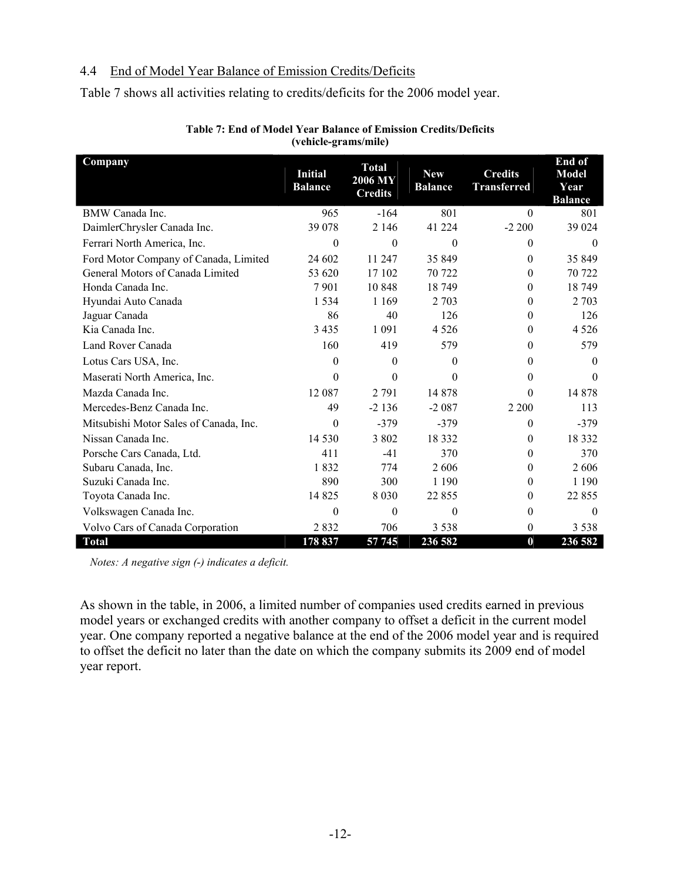## 4.4 End of Model Year Balance of Emission Credits/Deficits

Table 7 shows all activities relating to credits/deficits for the 2006 model year.

**Table 7: End of Model Year Balance of Emission Credits/Deficits (vehicle-grams/mile)**

| Company | Initial Balance | Total 2006 MY Credits | New Balance | Credits Transferred | End of Model Year Balance |
|---|---|---|---|---|---|
| BMW Canada Inc. | 965 | -164 | 801 | 0 | 801 |
| DaimlerChrysler Canada Inc. | 39 078 | 2 146 | 41 224 | -2 200 | 39 024 |
| Ferrari North America, Inc. | 0 | 0 | 0 | 0 | 0 |
| Ford Motor Company of Canada, Limited | 24 602 | 11 247 | 35 849 | 0 | 35 849 |
| General Motors of Canada Limited | 53 620 | 17 102 | 70 722 | 0 | 70 722 |
| Honda Canada Inc. | 7 901 | 10 848 | 18 749 | 0 | 18 749 |
| Hyundai Auto Canada | 1 534 | 1 169 | 2 703 | 0 | 2 703 |
| Jaguar Canada | 86 | 40 | 126 | 0 | 126 |
| Kia Canada Inc. | 3 435 | 1 091 | 4 526 | 0 | 4 526 |
| Land Rover Canada | 160 | 419 | 579 | 0 | 579 |
| Lotus Cars USA, Inc. | 0 | 0 | 0 | 0 | 0 |
| Maserati North America, Inc. | 0 | 0 | 0 | 0 | 0 |
| Mazda Canada Inc. | 12 087 | 2 791 | 14 878 | 0 | 14 878 |
| Mercedes-Benz Canada Inc. | 49 | -2 136 | -2 087 | 2 200 | 113 |
| Mitsubishi Motor Sales of Canada, Inc. | 0 | -379 | -379 | 0 | -379 |
| Nissan Canada Inc. | 14 530 | 3 802 | 18 332 | 0 | 18 332 |
| Porsche Cars Canada, Ltd. | 411 | -41 | 370 | 0 | 370 |
| Subaru Canada, Inc. | 1 832 | 774 | 2 606 | 0 | 2 606 |
| Suzuki Canada Inc. | 890 | 300 | 1 190 | 0 | 1 190 |
| Toyota Canada Inc. | 14 825 | 8 030 | 22 855 | 0 | 22 855 |
| Volkswagen Canada Inc. | 0 | 0 | 0 | 0 | 0 |
| Volvo Cars of Canada Corporation | 2 832 | 706 | 3 538 | 0 | 3 538 |
| **Total** | **178 837** | **57 745** | **236 582** | **0** | **236 582** |

*Notes: A negative sign (-) indicates a deficit.*

As shown in the table, in 2006, a limited number of companies used credits earned in previous model years or exchanged credits with another company to offset a deficit in the current model year. One company reported a negative balance at the end of the 2006 model year and is required to offset the deficit no later than the date on which the company submits its 2009 end of model year report.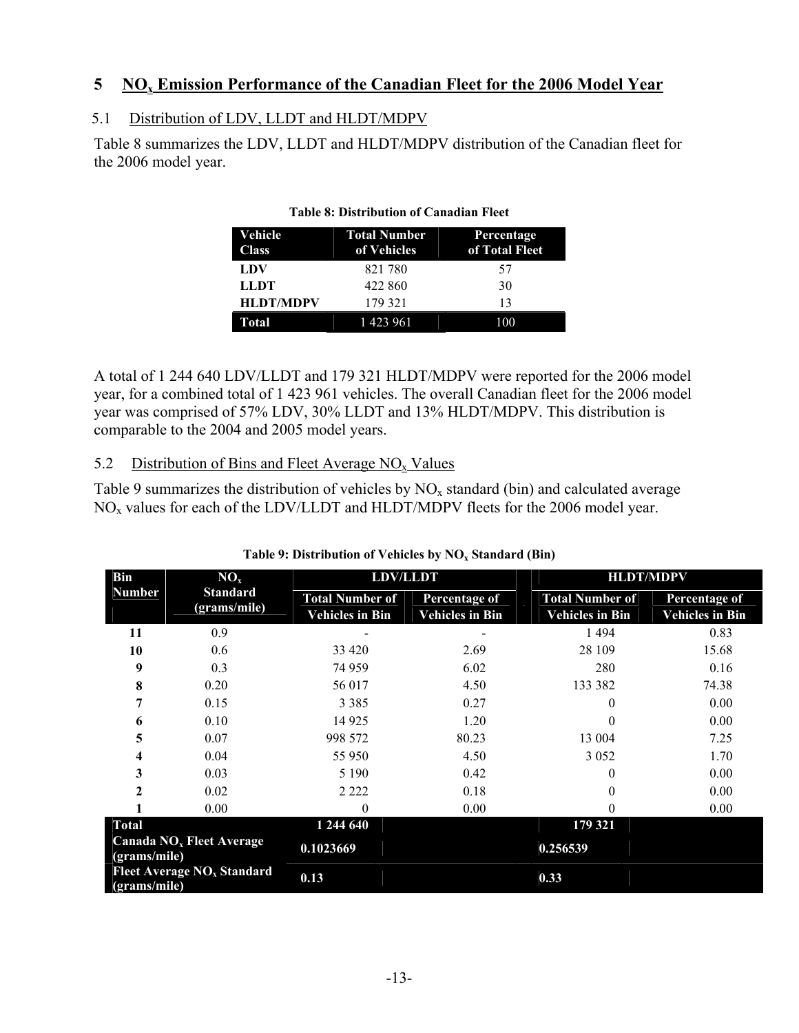## 5 $NO_x$ Emission Performance of the Canadian Fleet for the 2006 Model Year

### 5.1 Distribution of LDV, LLDT and HLDT/MDPV

Table 8 summarizes the LDV, LLDT and HLDT/MDPV distribution of the Canadian fleet for the 2006 model year.

**Table 8: Distribution of Canadian Fleet**

| Vehicle Class | Total Number of Vehicles | Percentage of Total Fleet |
|---|---|---|
| **LDV** | 821 780 | 57 |
| **LLDT** | 422 860 | 30 |
| **HLDT/MDPV** | 179 321 | 13 |
| **Total** | 1 423 961 | 100 |

A total of 1 244 640 LDV/LLDT and 179 321 HLDT/MDPV were reported for the 2006 model year, for a combined total of 1 423 961 vehicles. The overall Canadian fleet for the 2006 model year was comprised of 57% LDV, 30% LLDT and 13% HLDT/MDPV. This distribution is comparable to the 2004 and 2005 model years.

### 5.2 Distribution of Bins and Fleet Average $NO_x$ Values

Table 9 summarizes the distribution of vehicles by $NO_x$ standard (bin) and calculated average $NO_x$ values for each of the LDV/LLDT and HLDT/MDPV fleets for the 2006 model year.

**Table 9: Distribution of Vehicles by $NO_x$ Standard (Bin)**

| Bin Number | $NO_x$ Standard (grams/mile) | LDV/LLDT | | HLDT/MDPV | |
|---|---|---|---|---|---|
| | | Total Number of Vehicles in Bin | Percentage of Vehicles in Bin | Total Number of Vehicles in Bin | Percentage of Vehicles in Bin |
| **11** | 0.9 | - | - | 1 494 | 0.83 |
| **10** | 0.6 | 33 420 | 2.69 | 28 109 | 15.68 |
| **9** | 0.3 | 74 959 | 6.02 | 280 | 0.16 |
| **8** | 0.20 | 56 017 | 4.50 | 133 382 | 74.38 |
| **7** | 0.15 | 3 385 | 0.27 | 0 | 0.00 |
| **6** | 0.10 | 14 925 | 1.20 | 0 | 0.00 |
| **5** | 0.07 | 998 572 | 80.23 | 13 004 | 7.25 |
| **4** | 0.04 | 55 950 | 4.50 | 3 052 | 1.70 |
| **3** | 0.03 | 5 190 | 0.42 | 0 | 0.00 |
| **2** | 0.02 | 2 222 | 0.18 | 0 | 0.00 |
| **1** | 0.00 | 0 | 0.00 | 0 | 0.00 |
| **Total** | | **1 244 640** | | **179 321** | |
| **Canada $NO_x$ Fleet Average (grams/mile)** | | **0.1023669** | | **0.256539** | |
| **Fleet Average $NO_x$ Standard (grams/mile)** | | **0.13** | | **0.33** | |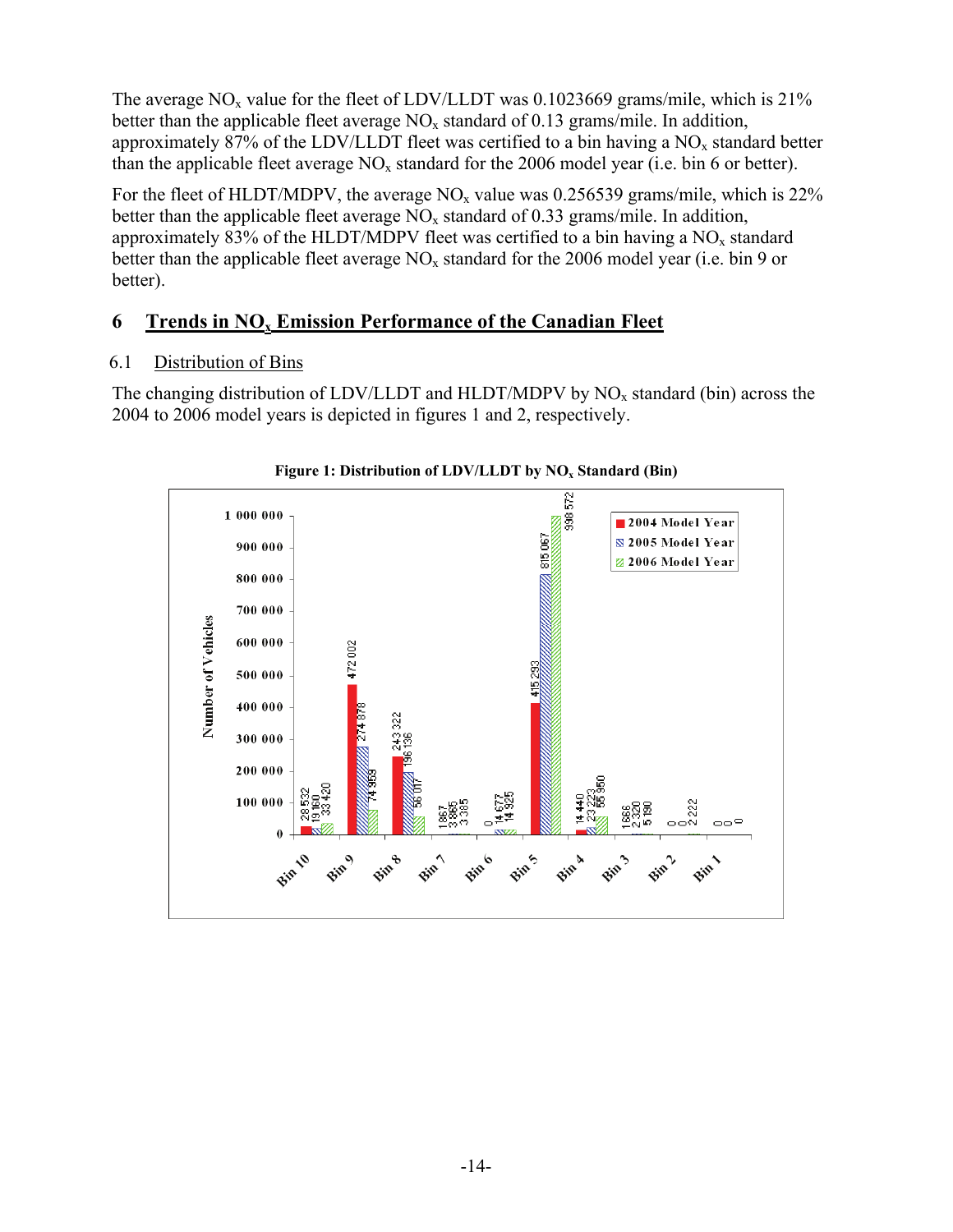The average $NO_x$ value for the fleet of LDV/LLDT was 0.1023669 grams/mile, which is 21% better than the applicable fleet average $NO_x$ standard of 0.13 grams/mile. In addition, approximately 87% of the LDV/LLDT fleet was certified to a bin having a $NO_x$ standard better than the applicable fleet average $NO_x$ standard for the 2006 model year (i.e. bin 6 or better).

For the fleet of HLDT/MDPV, the average $NO_x$ value was 0.256539 grams/mile, which is 22% better than the applicable fleet average $NO_x$ standard of 0.33 grams/mile. In addition, approximately 83% of the HLDT/MDPV fleet was certified to a bin having a $NO_x$ standard better than the applicable fleet average $NO_x$ standard for the 2006 model year (i.e. bin 9 or better).

## 6 Trends in $NO_x$ Emission Performance of the Canadian Fleet

### 6.1 Distribution of Bins

The changing distribution of LDV/LLDT and HLDT/MDPV by $NO_x$ standard (bin) across the 2004 to 2006 model years is depicted in figures 1 and 2, respectively.

**Figure 1: Distribution of LDV/LLDT by $NO_x$ Standard (Bin)**

| Bin | 2004 Model Year | 2005 Model Year | 2006 Model Year |
|---|---|---|---|
| Bin 10 | 28 532 | 19 160 | 33 420 |
| Bin 9 | 472 002 | 274 878 | 74 959 |
| Bin 8 | 243 322 | 196 136 | 56 017 |
| Bin 7 | 1 867 | 3 985 | 3 385 |
| Bin 6 | 0 | 14 677 | 14 925 |
| Bin 5 | 415 293 | 815 067 | 998 572 |
| Bin 4 | 14 440 | 23 223 | 55 950 |
| Bin 3 | 1 666 | 2 320 | 5 190 |
| Bin 2 | 0 | 0 | 2 222 |
| Bin 1 | 0 | 0 | 0 |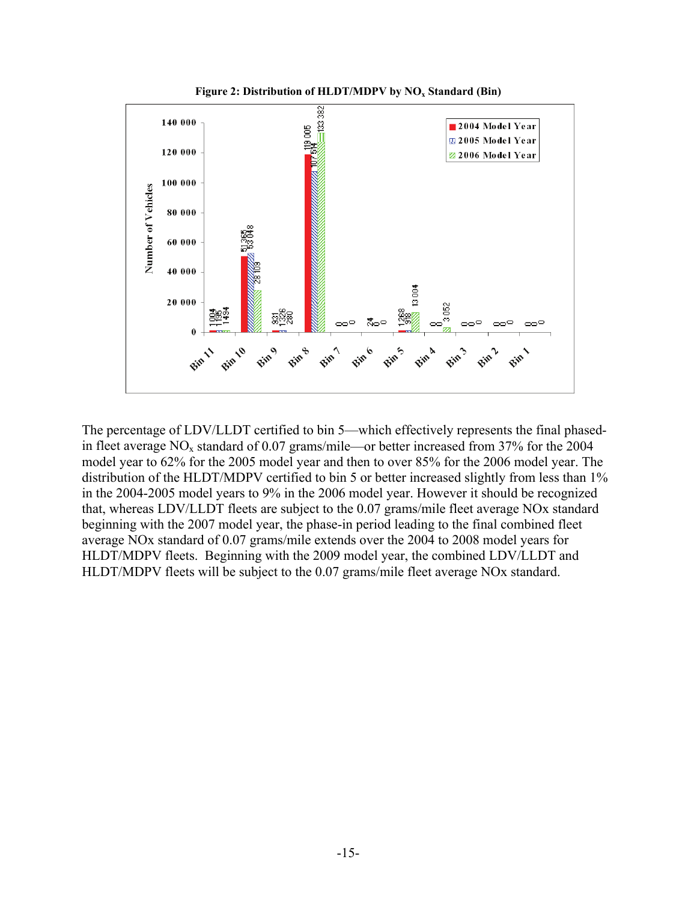**Figure 2: Distribution of HLDT/MDPV by $NO_x$ Standard (Bin)**

| Bin | 2004 Model Year | 2005 Model Year | 2006 Model Year |
|---|---|---|---|
| Bin 11 | 1 004 | 1 195 | 1 494 |
| Bin 10 | 51 365 | 53 048 | 28 109 |
| Bin 9 | 931 | 1 326 | 280 |
| Bin 8 | 119 005 | 107 514 | 133 382 |
| Bin 7 | 0 | 0 | 0 |
| Bin 6 | 24 | 0 | 0 |
| Bin 5 | 1 268 | 918 | 13 004 |
| Bin 4 | 0 | 0 | 3 052 |
| Bin 3 | 0 | 0 | 0 |
| Bin 2 | 0 | 0 | 0 |
| Bin 1 | 0 | 0 | 0 |

The percentage of LDV/LLDT certified to bin 5—which effectively represents the final phased-in fleet average $NO_x$ standard of 0.07 grams/mile—or better increased from 37% for the 2004 model year to 62% for the 2005 model year and then to over 85% for the 2006 model year. The distribution of the HLDT/MDPV certified to bin 5 or better increased slightly from less than 1% in the 2004-2005 model years to 9% in the 2006 model year. However it should be recognized that, whereas LDV/LLDT fleets are subject to the 0.07 grams/mile fleet average NOx standard beginning with the 2007 model year, the phase-in period leading to the final combined fleet average NOx standard of 0.07 grams/mile extends over the 2004 to 2008 model years for HLDT/MDPV fleets. Beginning with the 2009 model year, the combined LDV/LLDT and HLDT/MDPV fleets will be subject to the 0.07 grams/mile fleet average NOx standard.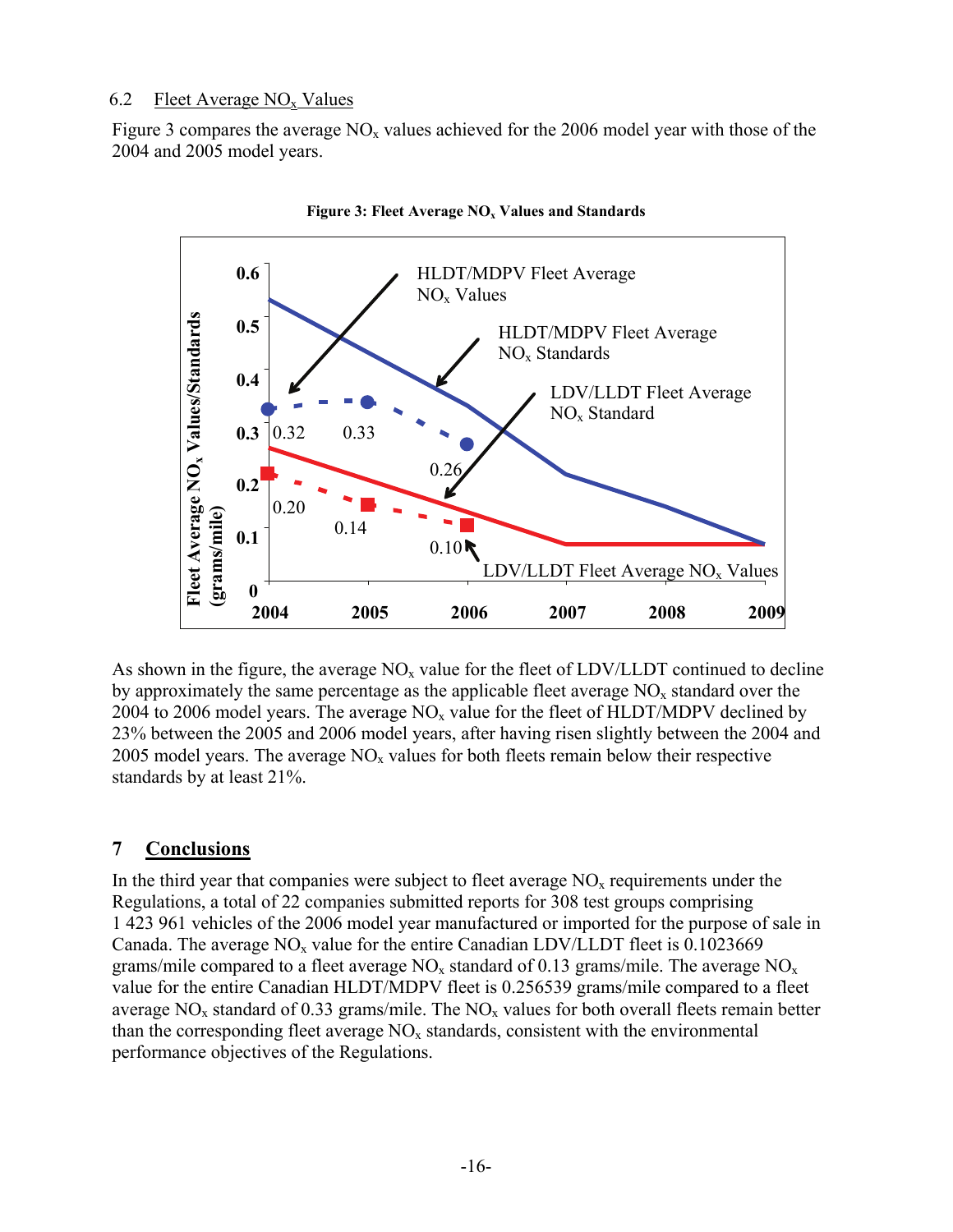### 6.2 Fleet Average $NO_x$ Values

Figure 3 compares the average $NO_x$ values achieved for the 2006 model year with those of the 2004 and 2005 model years.

**Figure 3: Fleet Average $NO_x$ Values and Standards**

HLDT/MDPV Fleet Average $NO_x$ Values

HLDT/MDPV Fleet Average $NO_x$ Standards

LDV/LLDT Fleet Average $NO_x$ Standard

LDV/LLDT Fleet Average $NO_x$ Values

Fleet Average $NO_x$ Values/Standards (grams/mile)

0, 0.1, 0.2, 0.3, 0.4, 0.5, 0.6

2004, 2005, 2006, 2007, 2008, 2009

0.32, 0.33, 0.26

0.20, 0.14, 0.10

As shown in the figure, the average $NO_x$ value for the fleet of LDV/LLDT continued to decline by approximately the same percentage as the applicable fleet average $NO_x$ standard over the 2004 to 2006 model years. The average $NO_x$ value for the fleet of HLDT/MDPV declined by 23% between the 2005 and 2006 model years, after having risen slightly between the 2004 and 2005 model years. The average $NO_x$ values for both fleets remain below their respective standards by at least 21%.

## 7 Conclusions

In the third year that companies were subject to fleet average $NO_x$ requirements under the Regulations, a total of 22 companies submitted reports for 308 test groups comprising 1 423 961 vehicles of the 2006 model year manufactured or imported for the purpose of sale in Canada. The average $NO_x$ value for the entire Canadian LDV/LLDT fleet is 0.1023669 grams/mile compared to a fleet average $NO_x$ standard of 0.13 grams/mile. The average $NO_x$ value for the entire Canadian HLDT/MDPV fleet is 0.256539 grams/mile compared to a fleet average $NO_x$ standard of 0.33 grams/mile. The $NO_x$ values for both overall fleets remain better than the corresponding fleet average $NO_x$ standards, consistent with the environmental performance objectives of the Regulations.